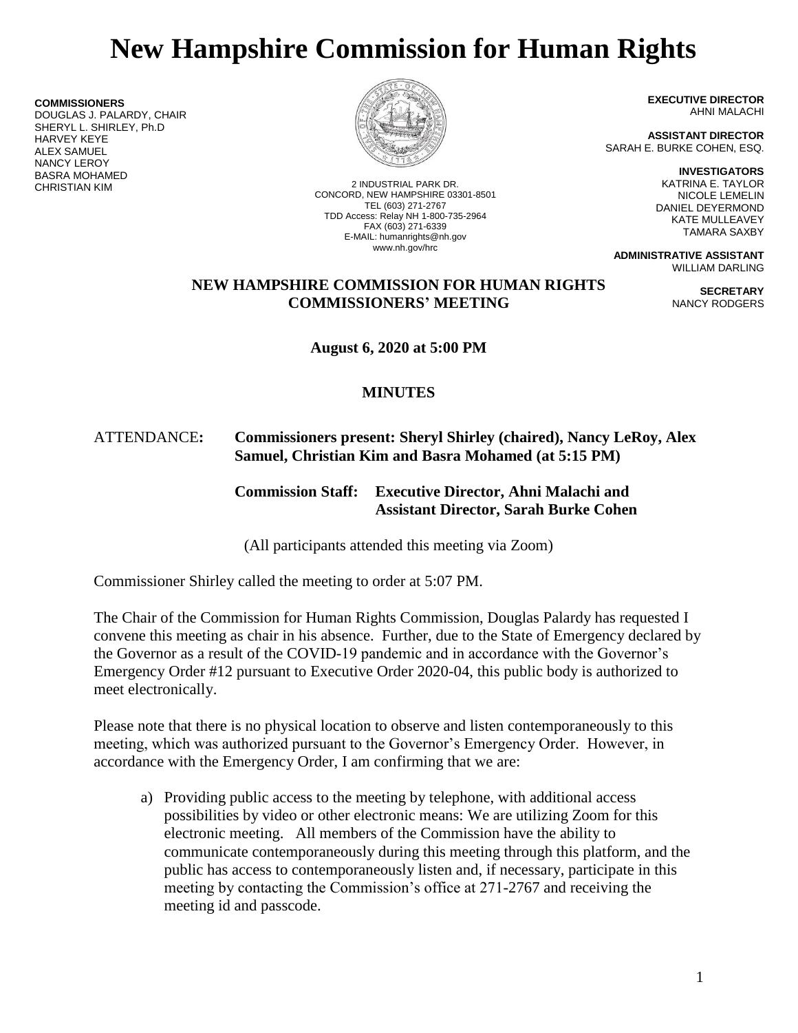# New Hampshire Commission for Human Rights

**COMMISSIONERS**
DOUGLAS J. PALARDY, CHAIR
SHERYL L. SHIRLEY, Ph.D
HARVEY KEYE
ALEX SAMUEL
NANCY LEROY
BASRA MOHAMED
CHRISTIAN KIM

2 INDUSTRIAL PARK DR.
CONCORD, NEW HAMPSHIRE 03301-8501
TEL (603) 271-2767
TDD Access: Relay NH 1-800-735-2964
FAX (603) 271-6339
E-MAIL: humanrights@nh.gov
www.nh.gov/hrc

**EXECUTIVE DIRECTOR**
AHNI MALACHI

**ASSISTANT DIRECTOR**
SARAH E. BURKE COHEN, ESQ.

**INVESTIGATORS**
KATRINA E. TAYLOR
NICOLE LEMELIN
DANIEL DEYERMOND
KATE MULLEAVEY
TAMARA SAXBY

**ADMINISTRATIVE ASSISTANT**
WILLIAM DARLING

**SECRETARY**
NANCY RODGERS

**NEW HAMPSHIRE COMMISSION FOR HUMAN RIGHTS**
**COMMISSIONERS' MEETING**

**August 6, 2020 at 5:00 PM**

**MINUTES**

ATTENDANCE**:** **Commissioners present: Sheryl Shirley (chaired), Nancy LeRoy, Alex Samuel, Christian Kim and Basra Mohamed (at 5:15 PM)**

**Commission Staff: Executive Director, Ahni Malachi and Assistant Director, Sarah Burke Cohen**

(All participants attended this meeting via Zoom)

Commissioner Shirley called the meeting to order at 5:07 PM.

The Chair of the Commission for Human Rights Commission, Douglas Palardy has requested I convene this meeting as chair in his absence. Further, due to the State of Emergency declared by the Governor as a result of the COVID-19 pandemic and in accordance with the Governor's Emergency Order #12 pursuant to Executive Order 2020-04, this public body is authorized to meet electronically.

Please note that there is no physical location to observe and listen contemporaneously to this meeting, which was authorized pursuant to the Governor's Emergency Order. However, in accordance with the Emergency Order, I am confirming that we are:

a) Providing public access to the meeting by telephone, with additional access possibilities by video or other electronic means: We are utilizing Zoom for this electronic meeting. All members of the Commission have the ability to communicate contemporaneously during this meeting through this platform, and the public has access to contemporaneously listen and, if necessary, participate in this meeting by contacting the Commission's office at 271-2767 and receiving the meeting id and passcode.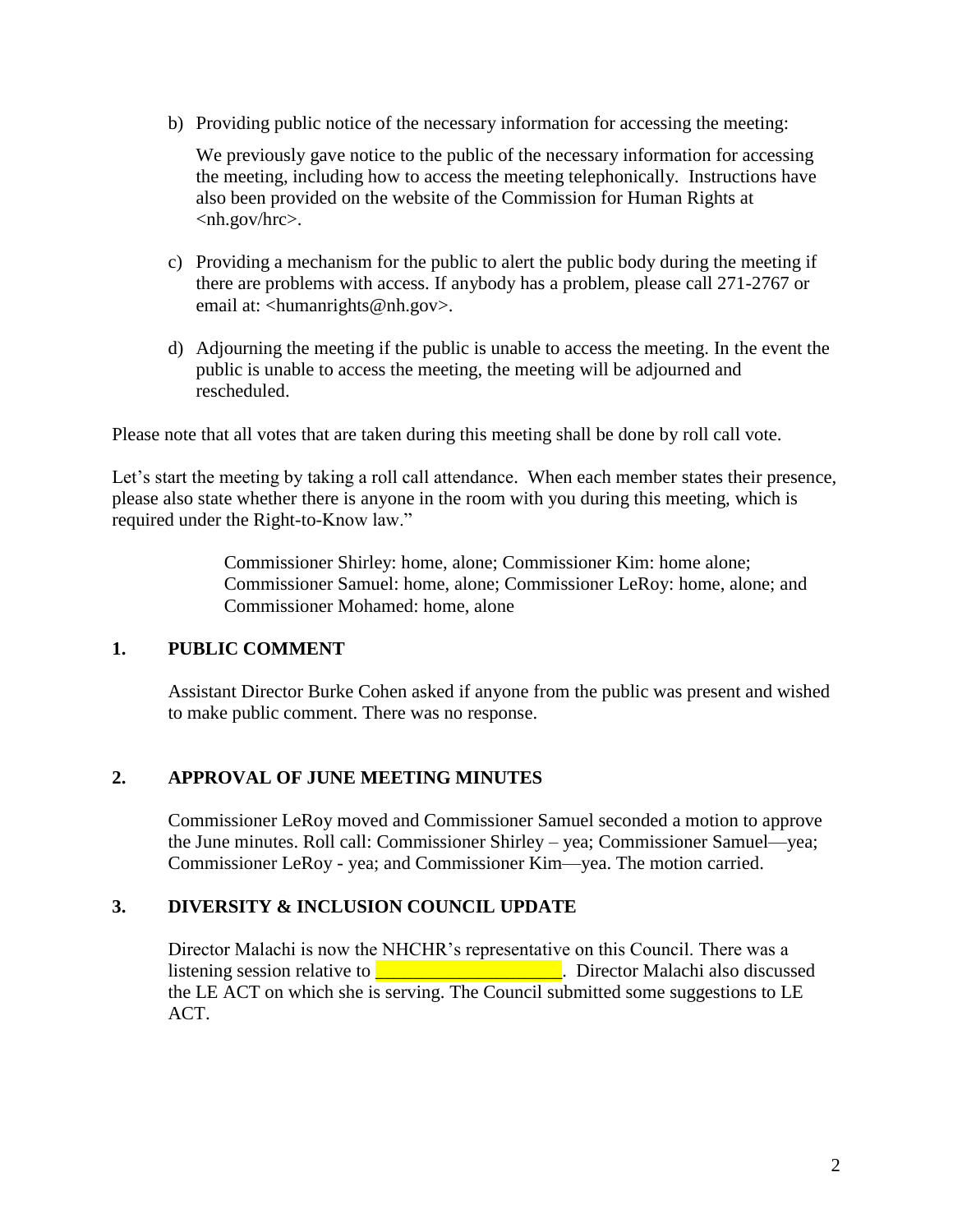b) Providing public notice of the necessary information for accessing the meeting:

   We previously gave notice to the public of the necessary information for accessing the meeting, including how to access the meeting telephonically. Instructions have also been provided on the website of the Commission for Human Rights at <nh.gov/hrc>.

c) Providing a mechanism for the public to alert the public body during the meeting if there are problems with access. If anybody has a problem, please call 271-2767 or email at: <humanrights@nh.gov>.

d) Adjourning the meeting if the public is unable to access the meeting. In the event the public is unable to access the meeting, the meeting will be adjourned and rescheduled.

Please note that all votes that are taken during this meeting shall be done by roll call vote.

Let's start the meeting by taking a roll call attendance. When each member states their presence, please also state whether there is anyone in the room with you during this meeting, which is required under the Right-to-Know law."

> Commissioner Shirley: home, alone; Commissioner Kim: home alone; Commissioner Samuel: home, alone; Commissioner LeRoy: home, alone; and Commissioner Mohamed: home, alone

## 1. PUBLIC COMMENT

Assistant Director Burke Cohen asked if anyone from the public was present and wished to make public comment. There was no response.

## 2. APPROVAL OF JUNE MEETING MINUTES

Commissioner LeRoy moved and Commissioner Samuel seconded a motion to approve the June minutes. Roll call: Commissioner Shirley – yea; Commissioner Samuel—yea; Commissioner LeRoy - yea; and Commissioner Kim—yea. The motion carried.

## 3. DIVERSITY & INCLUSION COUNCIL UPDATE

Director Malachi is now the NHCHR's representative on this Council. There was a listening session relative to ____________________. Director Malachi also discussed the LE ACT on which she is serving. The Council submitted some suggestions to LE ACT.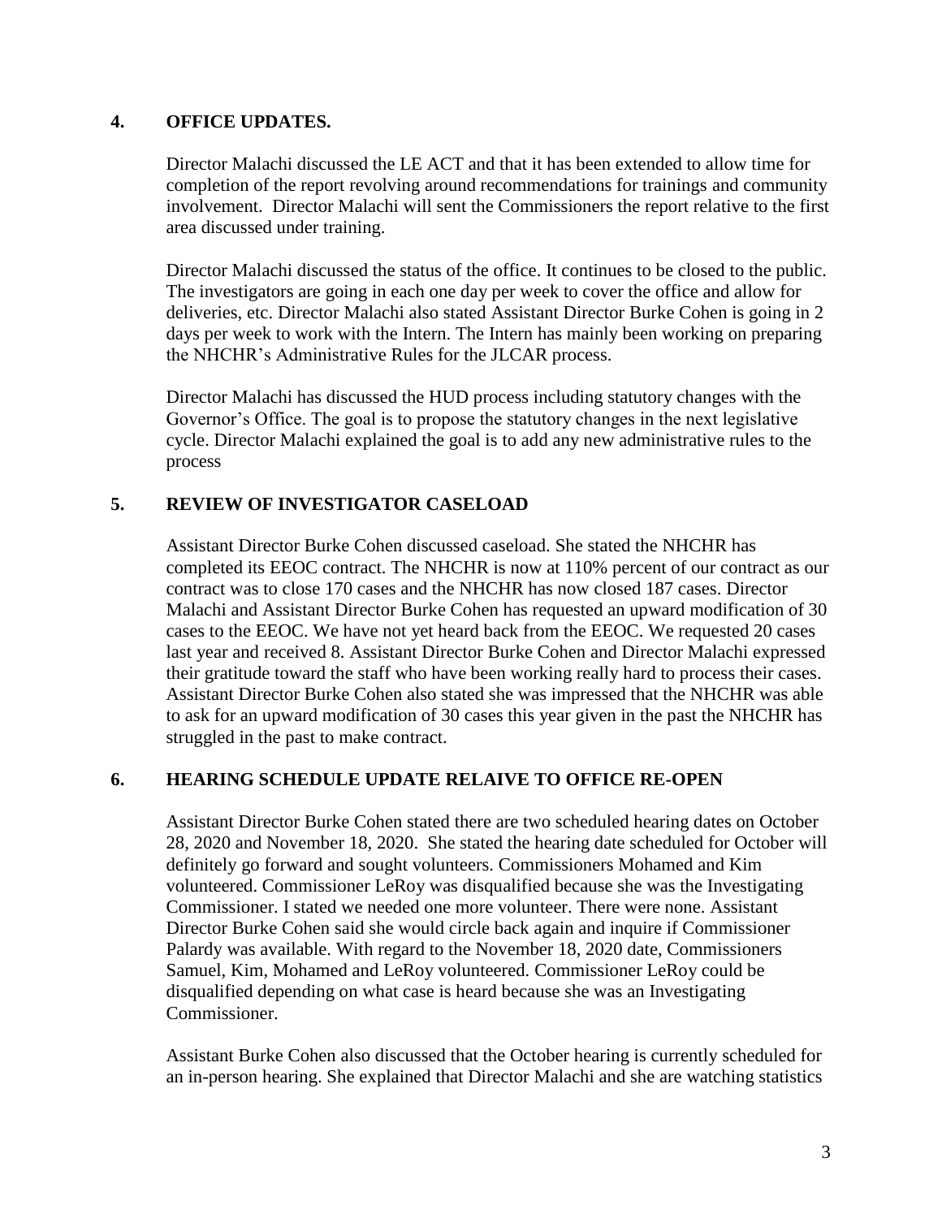## 4. OFFICE UPDATES.

Director Malachi discussed the LE ACT and that it has been extended to allow time for completion of the report revolving around recommendations for trainings and community involvement. Director Malachi will sent the Commissioners the report relative to the first area discussed under training.

Director Malachi discussed the status of the office. It continues to be closed to the public. The investigators are going in each one day per week to cover the office and allow for deliveries, etc. Director Malachi also stated Assistant Director Burke Cohen is going in 2 days per week to work with the Intern. The Intern has mainly been working on preparing the NHCHR's Administrative Rules for the JLCAR process.

Director Malachi has discussed the HUD process including statutory changes with the Governor's Office. The goal is to propose the statutory changes in the next legislative cycle. Director Malachi explained the goal is to add any new administrative rules to the process

## 5. REVIEW OF INVESTIGATOR CASELOAD

Assistant Director Burke Cohen discussed caseload. She stated the NHCHR has completed its EEOC contract. The NHCHR is now at 110% percent of our contract as our contract was to close 170 cases and the NHCHR has now closed 187 cases. Director Malachi and Assistant Director Burke Cohen has requested an upward modification of 30 cases to the EEOC. We have not yet heard back from the EEOC. We requested 20 cases last year and received 8. Assistant Director Burke Cohen and Director Malachi expressed their gratitude toward the staff who have been working really hard to process their cases. Assistant Director Burke Cohen also stated she was impressed that the NHCHR was able to ask for an upward modification of 30 cases this year given in the past the NHCHR has struggled in the past to make contract.

## 6. HEARING SCHEDULE UPDATE RELAIVE TO OFFICE RE-OPEN

Assistant Director Burke Cohen stated there are two scheduled hearing dates on October 28, 2020 and November 18, 2020. She stated the hearing date scheduled for October will definitely go forward and sought volunteers. Commissioners Mohamed and Kim volunteered. Commissioner LeRoy was disqualified because she was the Investigating Commissioner. I stated we needed one more volunteer. There were none. Assistant Director Burke Cohen said she would circle back again and inquire if Commissioner Palardy was available. With regard to the November 18, 2020 date, Commissioners Samuel, Kim, Mohamed and LeRoy volunteered. Commissioner LeRoy could be disqualified depending on what case is heard because she was an Investigating Commissioner.

Assistant Burke Cohen also discussed that the October hearing is currently scheduled for an in-person hearing. She explained that Director Malachi and she are watching statistics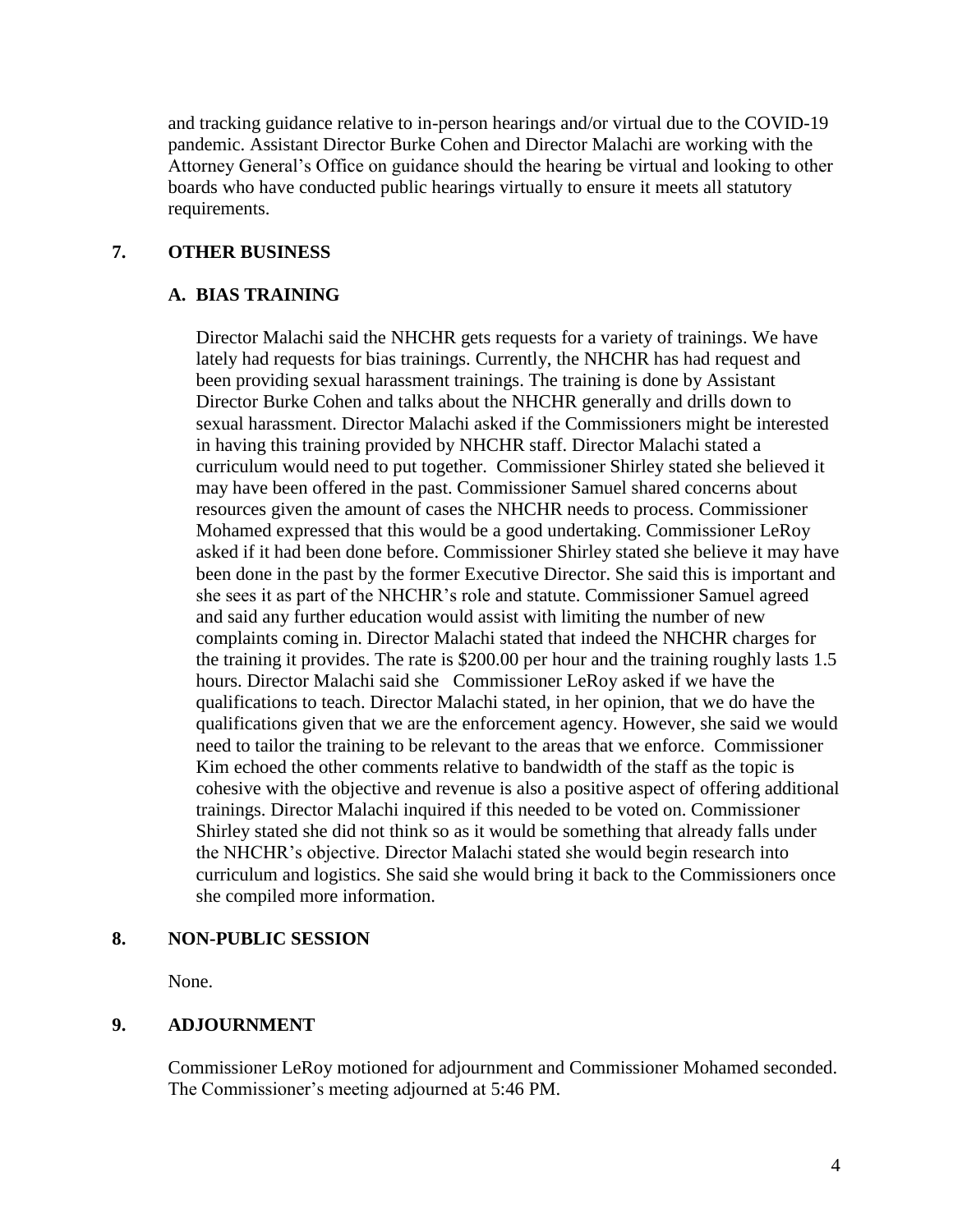and tracking guidance relative to in-person hearings and/or virtual due to the COVID-19 pandemic. Assistant Director Burke Cohen and Director Malachi are working with the Attorney General's Office on guidance should the hearing be virtual and looking to other boards who have conducted public hearings virtually to ensure it meets all statutory requirements.

## 7. OTHER BUSINESS

### A. BIAS TRAINING

Director Malachi said the NHCHR gets requests for a variety of trainings. We have lately had requests for bias trainings. Currently, the NHCHR has had request and been providing sexual harassment trainings. The training is done by Assistant Director Burke Cohen and talks about the NHCHR generally and drills down to sexual harassment. Director Malachi asked if the Commissioners might be interested in having this training provided by NHCHR staff. Director Malachi stated a curriculum would need to put together. Commissioner Shirley stated she believed it may have been offered in the past. Commissioner Samuel shared concerns about resources given the amount of cases the NHCHR needs to process. Commissioner Mohamed expressed that this would be a good undertaking. Commissioner LeRoy asked if it had been done before. Commissioner Shirley stated she believe it may have been done in the past by the former Executive Director. She said this is important and she sees it as part of the NHCHR's role and statute. Commissioner Samuel agreed and said any further education would assist with limiting the number of new complaints coming in. Director Malachi stated that indeed the NHCHR charges for the training it provides. The rate is $200.00 per hour and the training roughly lasts 1.5 hours. Director Malachi said she Commissioner LeRoy asked if we have the qualifications to teach. Director Malachi stated, in her opinion, that we do have the qualifications given that we are the enforcement agency. However, she said we would need to tailor the training to be relevant to the areas that we enforce. Commissioner Kim echoed the other comments relative to bandwidth of the staff as the topic is cohesive with the objective and revenue is also a positive aspect of offering additional trainings. Director Malachi inquired if this needed to be voted on. Commissioner Shirley stated she did not think so as it would be something that already falls under the NHCHR's objective. Director Malachi stated she would begin research into curriculum and logistics. She said she would bring it back to the Commissioners once she compiled more information.

## 8. NON-PUBLIC SESSION

None.

## 9. ADJOURNMENT

Commissioner LeRoy motioned for adjournment and Commissioner Mohamed seconded. The Commissioner's meeting adjourned at 5:46 PM.